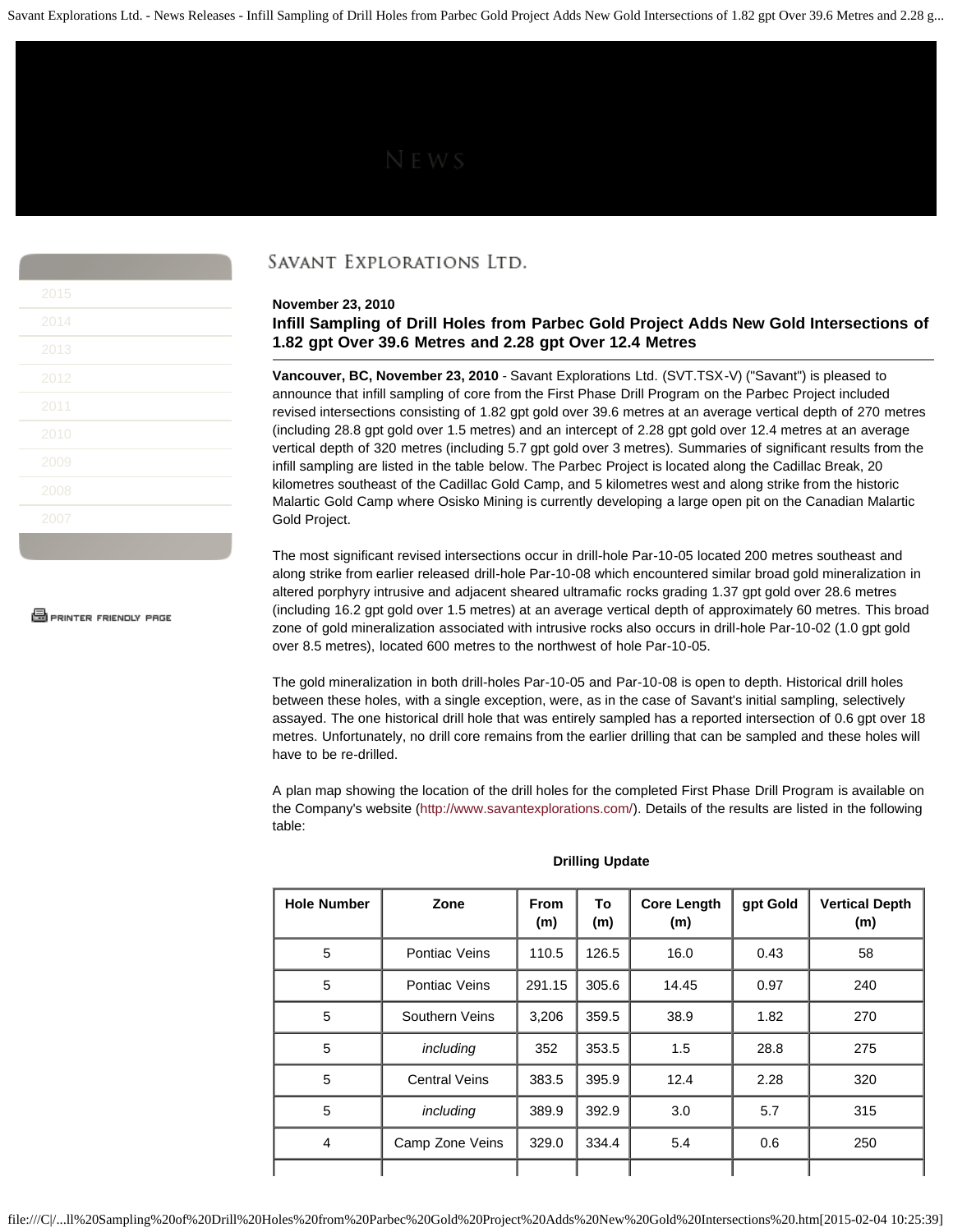NEWS

- 2015
- 2014
- 2013
- 2012
- 2011
- 2010
- 2009
- 2008
- 2007

PRINTER FRIENDLY PAGE

SAVANT EXPLORATIONS LTD.

**November 23, 2010**

**Infill Sampling of Drill Holes from Parbec Gold Project Adds New Gold Intersections of 1.82 gpt Over 39.6 Metres and 2.28 gpt Over 12.4 Metres**

**Vancouver, BC, November 23, 2010** - Savant Explorations Ltd. (SVT.TSX-V) ("Savant") is pleased to announce that infill sampling of core from the First Phase Drill Program on the Parbec Project included revised intersections consisting of 1.82 gpt gold over 39.6 metres at an average vertical depth of 270 metres (including 28.8 gpt gold over 1.5 metres) and an intercept of 2.28 gpt gold over 12.4 metres at an average vertical depth of 320 metres (including 5.7 gpt gold over 3 metres). Summaries of significant results from the infill sampling are listed in the table below. The Parbec Project is located along the Cadillac Break, 20 kilometres southeast of the Cadillac Gold Camp, and 5 kilometres west and along strike from the historic Malartic Gold Camp where Osisko Mining is currently developing a large open pit on the Canadian Malartic Gold Project.

The most significant revised intersections occur in drill-hole Par-10-05 located 200 metres southeast and along strike from earlier released drill-hole Par-10-08 which encountered similar broad gold mineralization in altered porphyry intrusive and adjacent sheared ultramafic rocks grading 1.37 gpt gold over 28.6 metres (including 16.2 gpt gold over 1.5 metres) at an average vertical depth of approximately 60 metres. This broad zone of gold mineralization associated with intrusive rocks also occurs in drill-hole Par-10-02 (1.0 gpt gold over 8.5 metres), located 600 metres to the northwest of hole Par-10-05.

The gold mineralization in both drill-holes Par-10-05 and Par-10-08 is open to depth. Historical drill holes between these holes, with a single exception, were, as in the case of Savant's initial sampling, selectively assayed. The one historical drill hole that was entirely sampled has a reported intersection of 0.6 gpt over 18 metres. Unfortunately, no drill core remains from the earlier drilling that can be sampled and these holes will have to be re-drilled.

A plan map showing the location of the drill holes for the completed First Phase Drill Program is available on the Company's website (http://www.savantexplorations.com/). Details of the results are listed in the following table:

**Drilling Update**

| Hole Number | Zone | From (m) | To (m) | Core Length (m) | gpt Gold | Vertical Depth (m) |
|---|---|---|---|---|---|---|
| 5 | Pontiac Veins | 110.5 | 126.5 | 16.0 | 0.43 | 58 |
| 5 | Pontiac Veins | 291.15 | 305.6 | 14.45 | 0.97 | 240 |
| 5 | Southern Veins | 3,206 | 359.5 | 38.9 | 1.82 | 270 |
| 5 | *including* | 352 | 353.5 | 1.5 | 28.8 | 275 |
| 5 | Central Veins | 383.5 | 395.9 | 12.4 | 2.28 | 320 |
| 5 | *including* | 389.9 | 392.9 | 3.0 | 5.7 | 315 |
| 4 | Camp Zone Veins | 329.0 | 334.4 | 5.4 | 0.6 | 250 |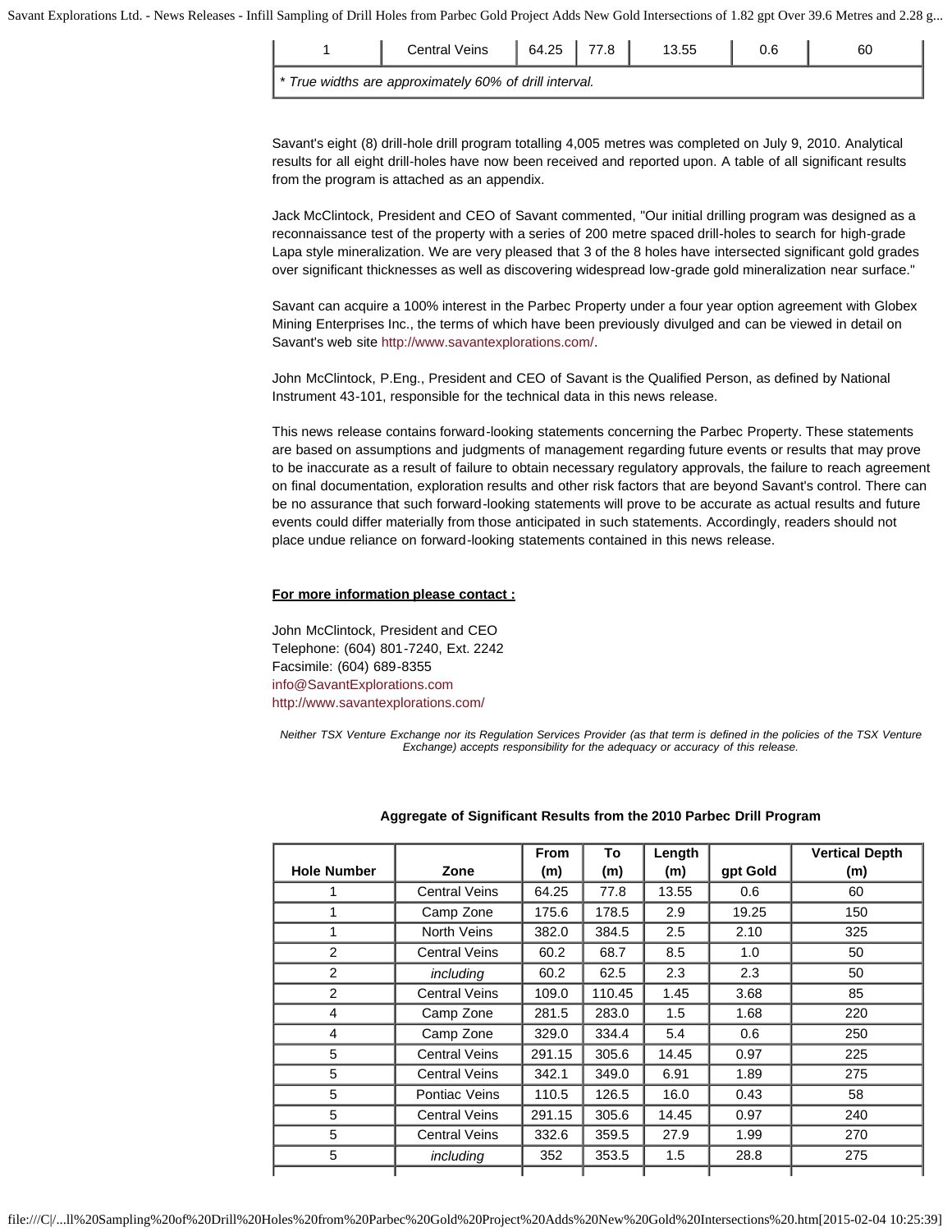| 1 | Central Veins | 64.25 | 77.8 | 13.55 | 0.6 | 60 |
|---|---|---|---|---|---|---|
| * True widths are approximately 60% of drill interval. | | | | | | |

Savant's eight (8) drill-hole drill program totalling 4,005 metres was completed on July 9, 2010. Analytical results for all eight drill-holes have now been received and reported upon. A table of all significant results from the program is attached as an appendix.

Jack McClintock, President and CEO of Savant commented, "Our initial drilling program was designed as a reconnaissance test of the property with a series of 200 metre spaced drill-holes to search for high-grade Lapa style mineralization. We are very pleased that 3 of the 8 holes have intersected significant gold grades over significant thicknesses as well as discovering widespread low-grade gold mineralization near surface."

Savant can acquire a 100% interest in the Parbec Property under a four year option agreement with Globex Mining Enterprises Inc., the terms of which have been previously divulged and can be viewed in detail on Savant's web site http://www.savantexplorations.com/.

John McClintock, P.Eng., President and CEO of Savant is the Qualified Person, as defined by National Instrument 43-101, responsible for the technical data in this news release.

This news release contains forward-looking statements concerning the Parbec Property. These statements are based on assumptions and judgments of management regarding future events or results that may prove to be inaccurate as a result of failure to obtain necessary regulatory approvals, the failure to reach agreement on final documentation, exploration results and other risk factors that are beyond Savant's control. There can be no assurance that such forward-looking statements will prove to be accurate as actual results and future events could differ materially from those anticipated in such statements. Accordingly, readers should not place undue reliance on forward-looking statements contained in this news release.

**For more information please contact :**

John McClintock, President and CEO
Telephone: (604) 801-7240, Ext. 2242
Facsimile: (604) 689-8355
info@SavantExplorations.com
http://www.savantexplorations.com/

*Neither TSX Venture Exchange nor its Regulation Services Provider (as that term is defined in the policies of the TSX Venture Exchange) accepts responsibility for the adequacy or accuracy of this release.*

**Aggregate of Significant Results from the 2010 Parbec Drill Program**

| Hole Number | Zone | From (m) | To (m) | Length (m) | gpt Gold | Vertical Depth (m) |
|---|---|---|---|---|---|---|
| 1 | Central Veins | 64.25 | 77.8 | 13.55 | 0.6 | 60 |
| 1 | Camp Zone | 175.6 | 178.5 | 2.9 | 19.25 | 150 |
| 1 | North Veins | 382.0 | 384.5 | 2.5 | 2.10 | 325 |
| 2 | Central Veins | 60.2 | 68.7 | 8.5 | 1.0 | 50 |
| 2 | *including* | 60.2 | 62.5 | 2.3 | 2.3 | 50 |
| 2 | Central Veins | 109.0 | 110.45 | 1.45 | 3.68 | 85 |
| 4 | Camp Zone | 281.5 | 283.0 | 1.5 | 1.68 | 220 |
| 4 | Camp Zone | 329.0 | 334.4 | 5.4 | 0.6 | 250 |
| 5 | Central Veins | 291.15 | 305.6 | 14.45 | 0.97 | 225 |
| 5 | Central Veins | 342.1 | 349.0 | 6.91 | 1.89 | 275 |
| 5 | Pontiac Veins | 110.5 | 126.5 | 16.0 | 0.43 | 58 |
| 5 | Central Veins | 291.15 | 305.6 | 14.45 | 0.97 | 240 |
| 5 | Central Veins | 332.6 | 359.5 | 27.9 | 1.99 | 270 |
| 5 | *including* | 352 | 353.5 | 1.5 | 28.8 | 275 |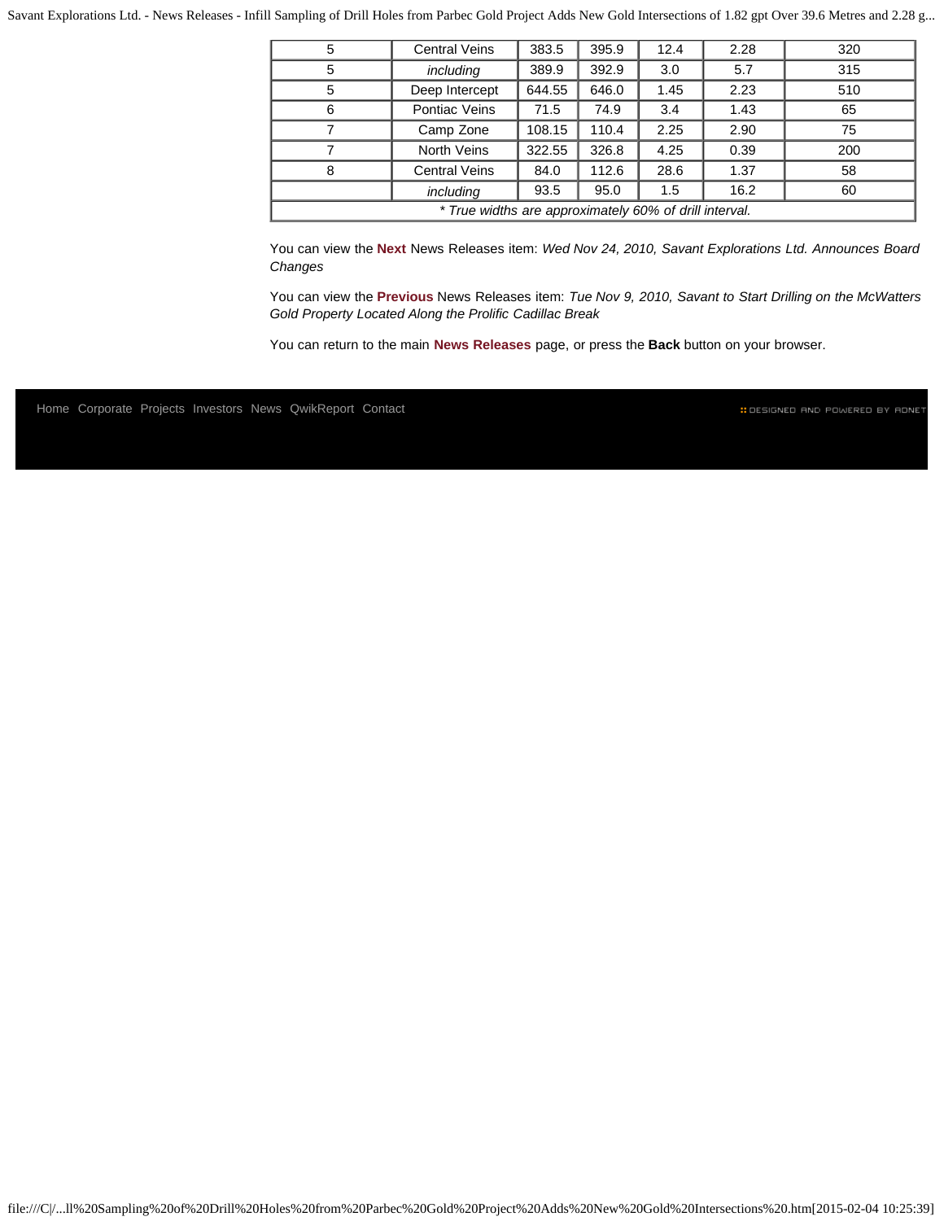| | | | | | | |
|---|---|---|---|---|---|---|
| 5 | Central Veins | 383.5 | 395.9 | 12.4 | 2.28 | 320 |
| 5 | *including* | 389.9 | 392.9 | 3.0 | 5.7 | 315 |
| 5 | Deep Intercept | 644.55 | 646.0 | 1.45 | 2.23 | 510 |
| 6 | Pontiac Veins | 71.5 | 74.9 | 3.4 | 1.43 | 65 |
| 7 | Camp Zone | 108.15 | 110.4 | 2.25 | 2.90 | 75 |
| 7 | North Veins | 322.55 | 326.8 | 4.25 | 0.39 | 200 |
| 8 | Central Veins | 84.0 | 112.6 | 28.6 | 1.37 | 58 |
| | *including* | 93.5 | 95.0 | 1.5 | 16.2 | 60 |
| *\* True widths are approximately 60% of drill interval.* | | | | | | |

You can view the **Next** News Releases item: *Wed Nov 24, 2010, Savant Explorations Ltd. Announces Board Changes*

You can view the **Previous** News Releases item: *Tue Nov 9, 2010, Savant to Start Drilling on the McWatters Gold Property Located Along the Prolific Cadillac Break*

You can return to the main **News Releases** page, or press the **Back** button on your browser.

Home Corporate Projects Investors News QwikReport Contact

:: DESIGNED AND POWERED BY ADNET